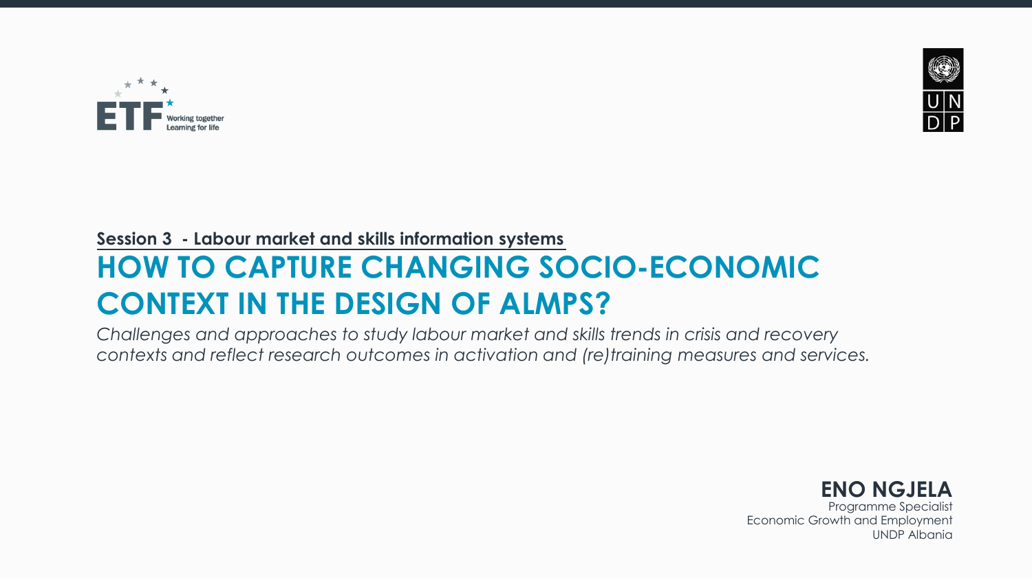ETF Working together Learning for life

UNDP

**Session 3 - Labour market and skills information systems**

# HOW TO CAPTURE CHANGING SOCIO-ECONOMIC CONTEXT IN THE DESIGN OF ALMPS?

*Challenges and approaches to study labour market and skills trends in crisis and recovery contexts and reflect research outcomes in activation and (re)training measures and services.*

**ENO NGJELA**
Programme Specialist
Economic Growth and Employment
UNDP Albania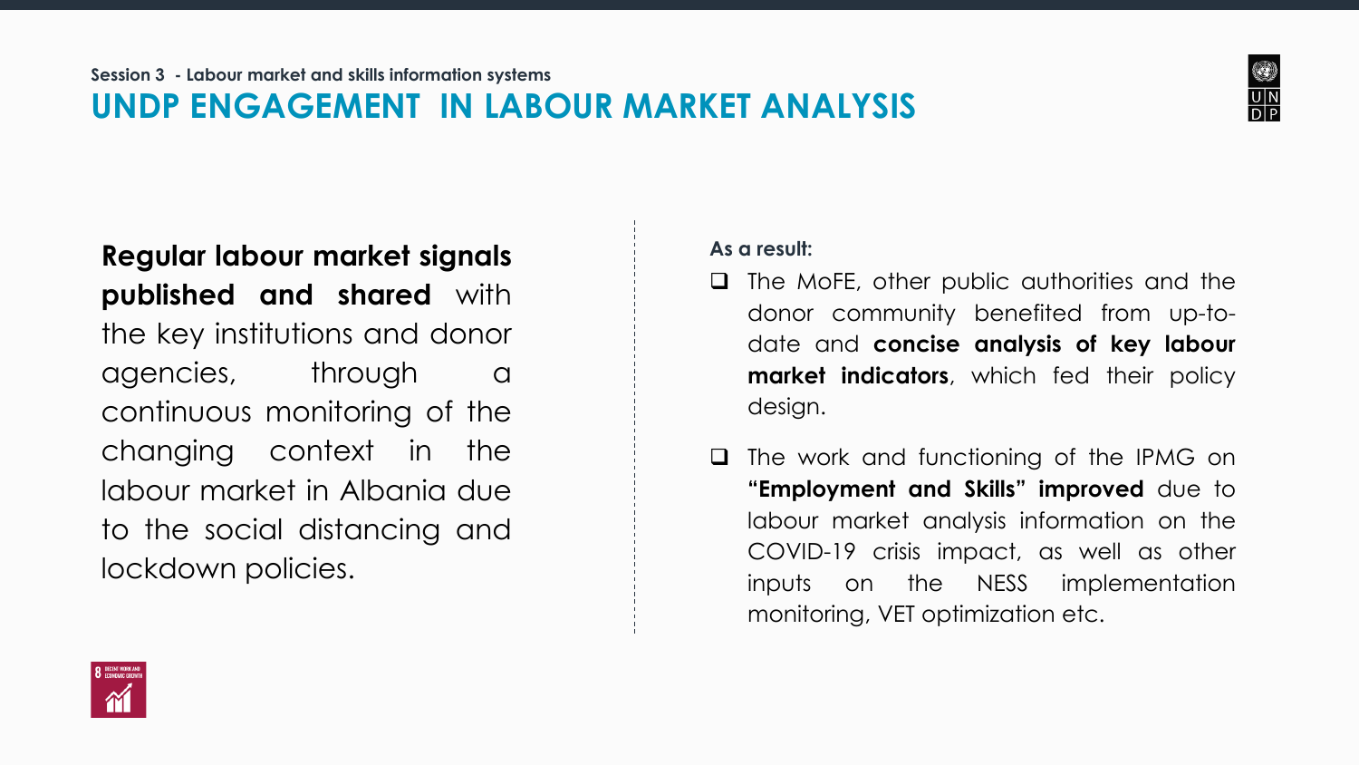Session 3 - Labour market and skills information systems

# UNDP ENGAGEMENT IN LABOUR MARKET ANALYSIS

**Regular labour market signals published and shared** with the key institutions and donor agencies, through a continuous monitoring of the changing context in the labour market in Albania due to the social distancing and lockdown policies.

**As a result:**

- The MoFE, other public authorities and the donor community benefited from up-to-date and **concise analysis of key labour market indicators**, which fed their policy design.
- The work and functioning of the IPMG on **"Employment and Skills" improved** due to labour market analysis information on the COVID-19 crisis impact, as well as other inputs on the NESS implementation monitoring, VET optimization etc.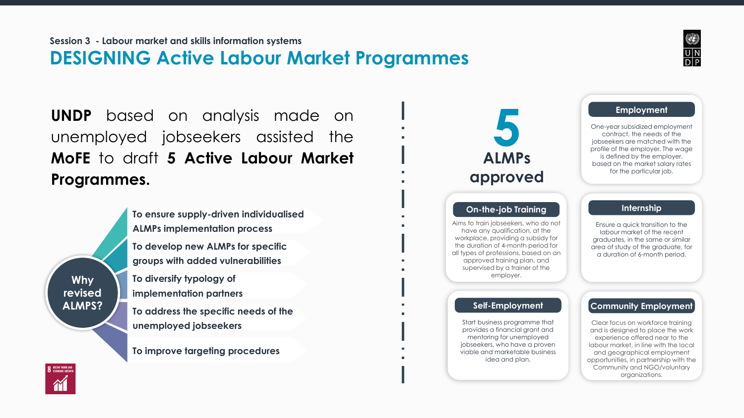Session 3 - Labour market and skills information systems

# DESIGNING Active Labour Market Programmes

**UNDP** based on analysis made on unemployed jobseekers assisted the **MoFE** to draft **5 Active Labour Market Programmes.**

## Why revised ALMPS?

- To ensure supply-driven individualised ALMPs implementation process
- To develop new ALMPs for specific groups with added vulnerabilities
- To diversify typology of implementation partners
- To address the specific needs of the unemployed jobseekers
- To improve targeting procedures

## 5 ALMPs approved

### Employment

One-year subsidized employment contract, the needs of the jobseekers are matched with the profile of the employer. The wage is defined by the employer, based on the market salary rates for the particular job.

### On-the-job Training

Aims to train jobseekers, who do not have any qualification, at the workplace, providing a subsidy for the duration of 4-month period for all types of professions, based on an approved training plan, and supervised by a trainer of the employer.

### Internship

Ensure a quick transition to the labour market of the recent graduates, in the same or similar area of study of the graduate, for a duration of 6-month period.

### Self-Employment

Start business programme that provides a financial grant and mentoring for unemployed jobseekers, who have a proven viable and marketable business idea and plan.

### Community Employment

Clear focus on workforce training and is designed to place the work experience offered near to the labour market, in line with the local and geographical employment opportunities, in partnership with the Community and NGO/voluntary organizations.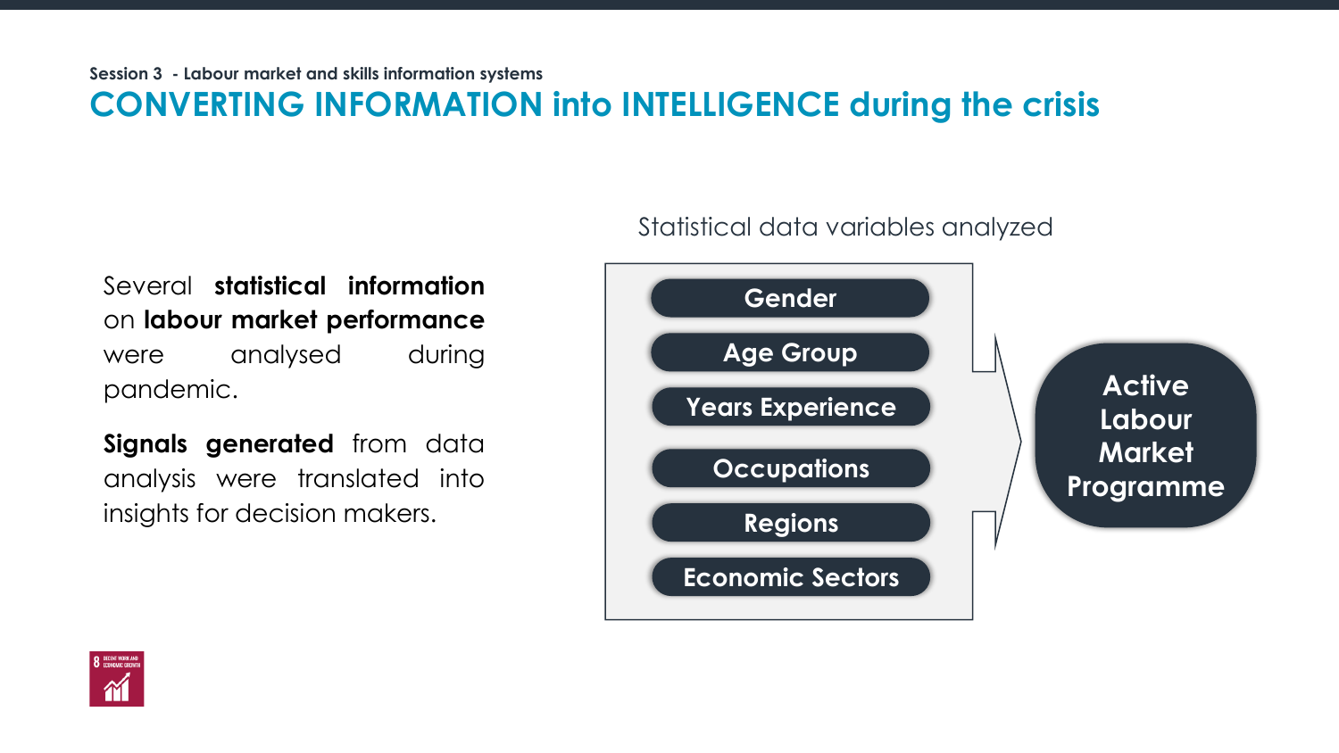Session 3 - Labour market and skills information systems

# CONVERTING INFORMATION into INTELLIGENCE during the crisis

Several **statistical information** on **labour market performance** were analysed during pandemic.

**Signals generated** from data analysis were translated into insights for decision makers.

Statistical data variables analyzed

- Gender
- Age Group
- Years Experience
- Occupations
- Regions
- Economic Sectors

→ **Active Labour Market Programme**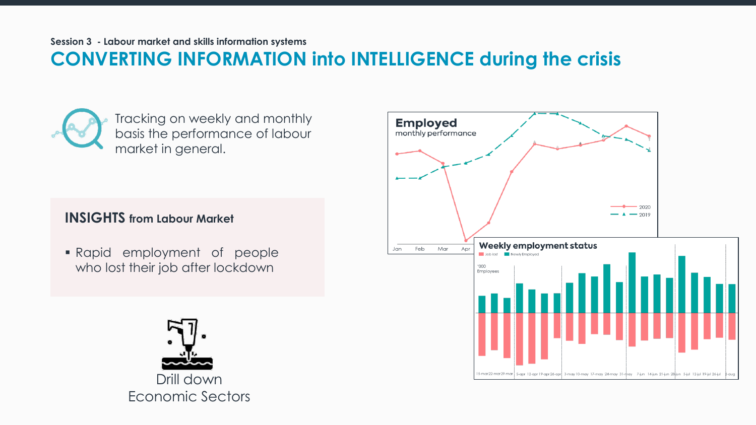Session 3 - Labour market and skills information systems

# CONVERTING INFORMATION into INTELLIGENCE during the crisis

Tracking on weekly and monthly basis the performance of labour market in general.

## INSIGHTS from Labour Market

- Rapid employment of people who lost their job after lockdown

Drill down Economic Sectors

**Employed**
monthly performance

2020
2019

Jan Feb Mar Apr

**Weekly employment status**

Job lost Newly Employed

'000 Employees

15-mar 22-mar 29-mar 5-apr 12-apr 19-apr 26-apr 3-may 10-may 17-may 24-may 31-may 7-jun 14-jun 21-jun 28-jun 5-jul 12-jul 19-jul 26-jul 2-aug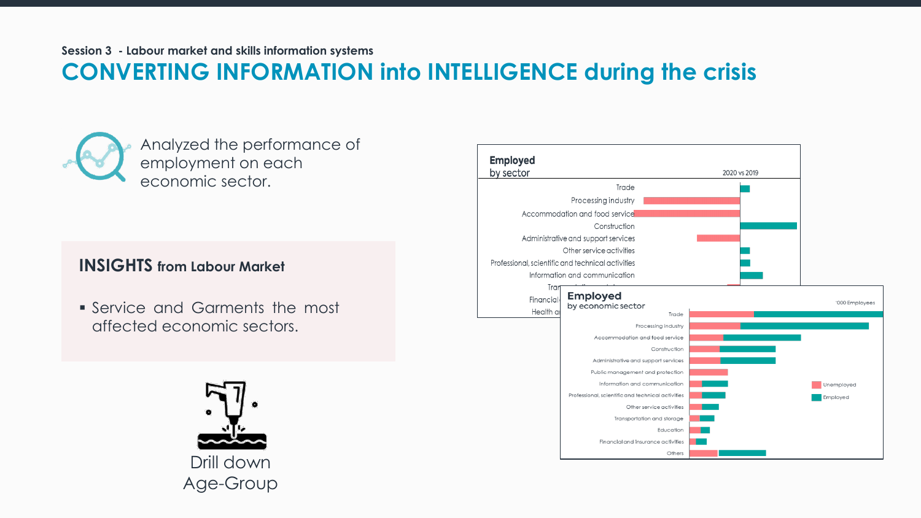Session 3 - Labour market and skills information systems

# CONVERTING INFORMATION into INTELLIGENCE during the crisis

Analyzed the performance of employment on each economic sector.

## INSIGHTS from Labour Market

- Service and Garments the most affected economic sectors.

Drill down Age-Group

**Employed**
by sector

2020 vs 2019

Trade
Processing industry
Accommodation and food service
Construction
Administrative and support services
Other service activities
Professional, scientific and technical activities
Information and communication
Tran...
Financial...
Health a...

**Employed**
by economic sector

'000 Employees

Trade
Processing industry
Accommodation and food service
Construction
Administrative and support services
Public management and protection
Information and communication
Professional, scientific and technical activities
Other service activities
Transportation and storage
Education
Financial and insurance activities
Others

Unemployed
Employed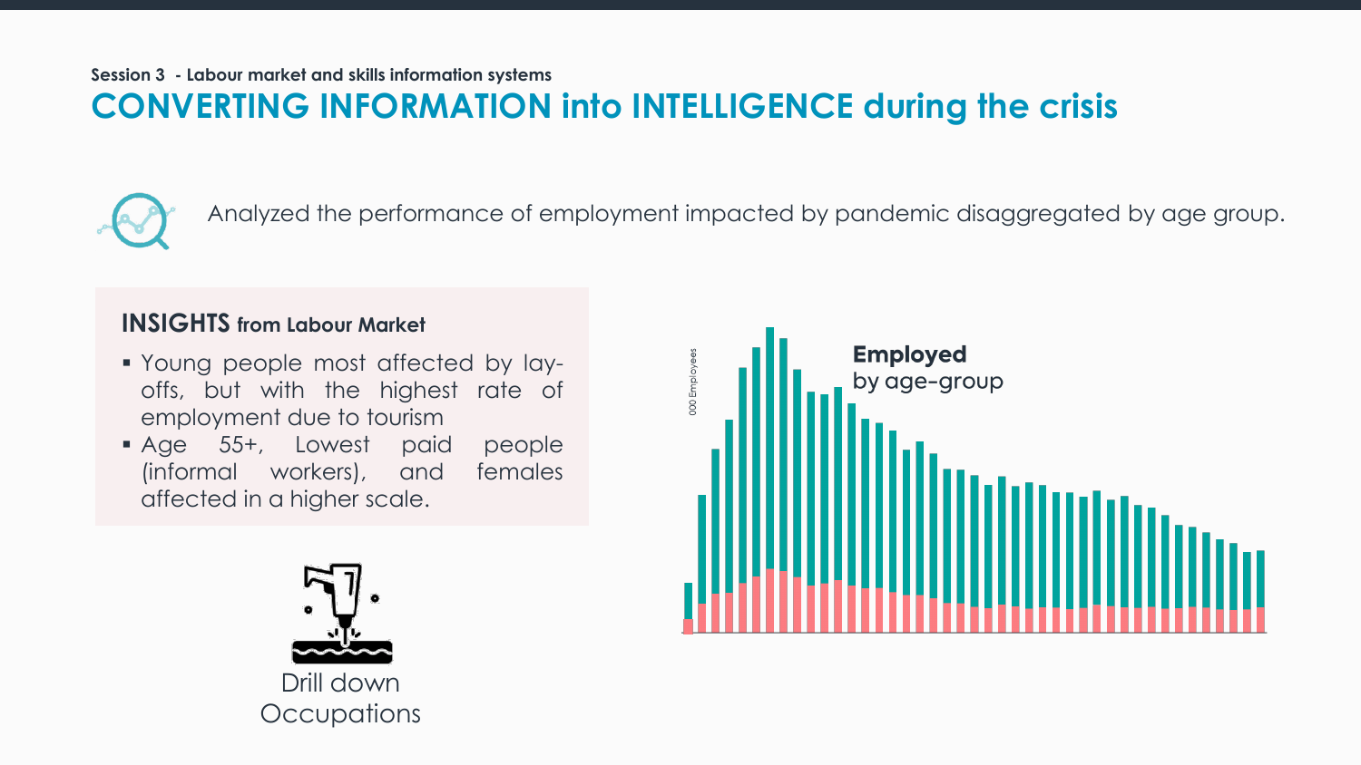Session 3 - Labour market and skills information systems

# CONVERTING INFORMATION into INTELLIGENCE during the crisis

Analyzed the performance of employment impacted by pandemic disaggregated by age group.

## INSIGHTS from Labour Market

- Young people most affected by lay-offs, but with the highest rate of employment due to tourism
- Age 55+, Lowest paid people (informal workers), and females affected in a higher scale.

Drill down Occupations

**Employed** by age-group

000 Employees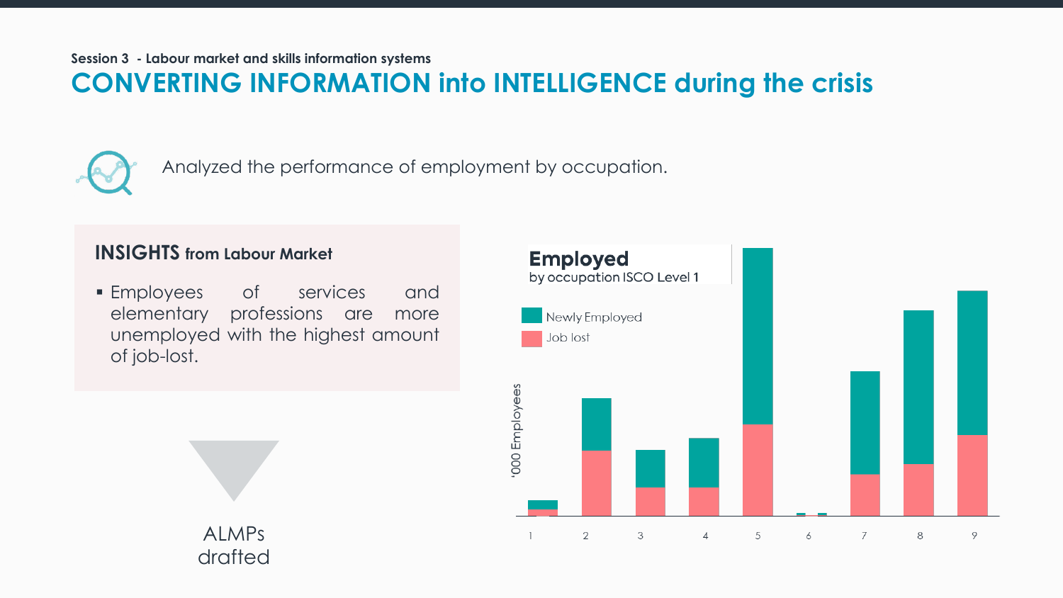Session 3 - Labour market and skills information systems

# CONVERTING INFORMATION into INTELLIGENCE during the crisis

Analyzed the performance of employment by occupation.

## INSIGHTS from Labour Market

- Employees of services and elementary professions are more unemployed with the highest amount of job-lost.

ALMPs drafted

**Employed**
by occupation ISCO Level 1

Newly Employed
Job lost

'000 Employees

1 2 3 4 5 6 7 8 9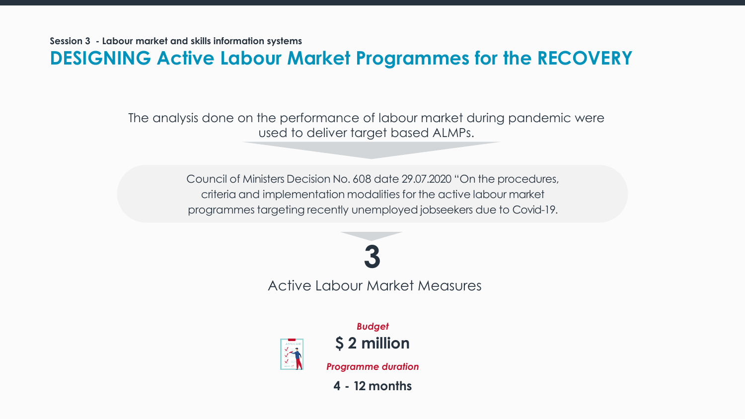Session 3 - Labour market and skills information systems

# DESIGNING Active Labour Market Programmes for the RECOVERY

The analysis done on the performance of labour market during pandemic were used to deliver target based ALMPs.

Council of Ministers Decision No. 608 date 29.07.2020 "On the procedures, criteria and implementation modalities for the active labour market programmes targeting recently unemployed jobseekers due to Covid-19.

**3**

Active Labour Market Measures

***Budget***

**$ 2 million**

***Programme duration***

**4 - 12 months**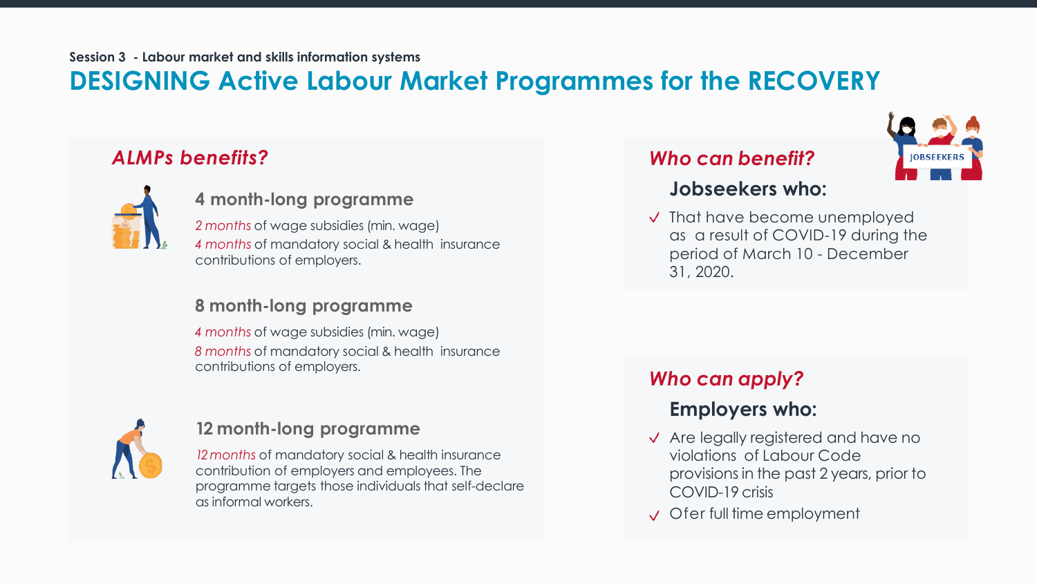Session 3 - Labour market and skills information systems

# DESIGNING Active Labour Market Programmes for the RECOVERY

## *ALMPs benefits?*

### 4 month-long programme

*2 months* of wage subsidies (min. wage)

*4 months* of mandatory social & health insurance contributions of employers.

### 8 month-long programme

*4 months* of wage subsidies (min. wage)

*8 months* of mandatory social & health insurance contributions of employers.

### 12 month-long programme

*12 months* of mandatory social & health insurance contribution of employers and employees. The programme targets those individuals that self-declare as informal workers.

## *Who can benefit?*

JOBSEEKERS

### Jobseekers who:

- ✓ That have become unemployed as a result of COVID-19 during the period of March 10 - December 31, 2020.

## *Who can apply?*

### Employers who:

- ✓ Are legally registered and have no violations of Labour Code provisions in the past 2 years, prior to COVID-19 crisis
- ✓ Ofer full time employment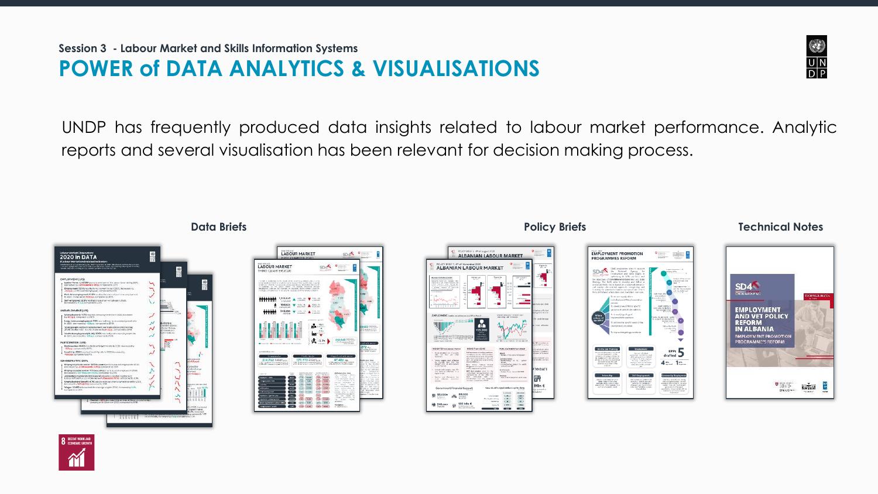Session 3 - Labour Market and Skills Information Systems

# POWER of DATA ANALYTICS & VISUALISATIONS

UNDP has frequently produced data insights related to labour market performance. Analytic reports and several visualisation has been relevant for decision making process.

**Data Briefs**

**Policy Briefs**

**Technical Notes**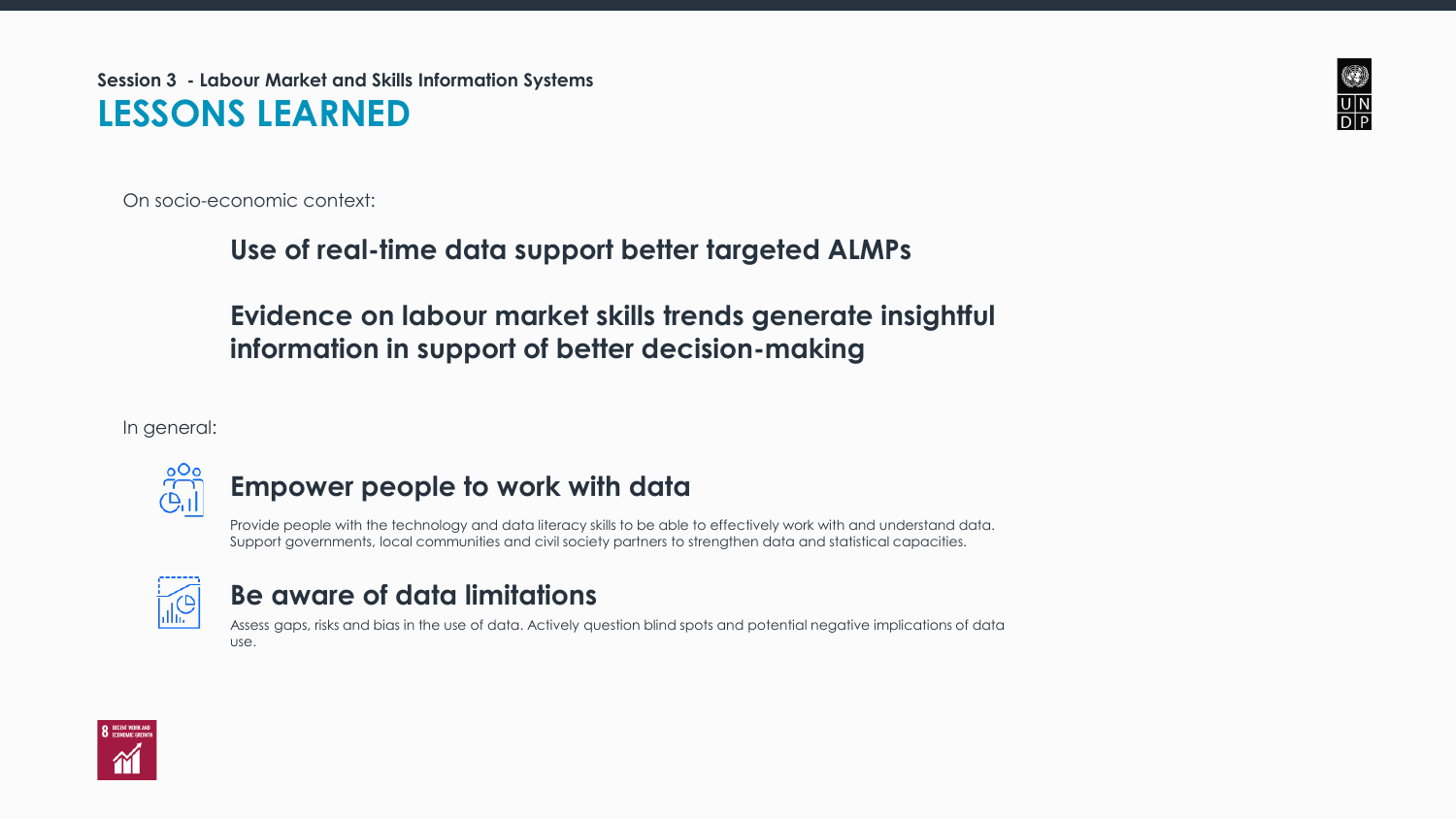Session 3 - Labour Market and Skills Information Systems

# LESSONS LEARNED

On socio-economic context:

**Use of real-time data support better targeted ALMPs**

**Evidence on labour market skills trends generate insightful information in support of better decision-making**

In general:

## Empower people to work with data

Provide people with the technology and data literacy skills to be able to effectively work with and understand data. Support governments, local communities and civil society partners to strengthen data and statistical capacities.

## Be aware of data limitations

Assess gaps, risks and bias in the use of data. Actively question blind spots and potential negative implications of data use.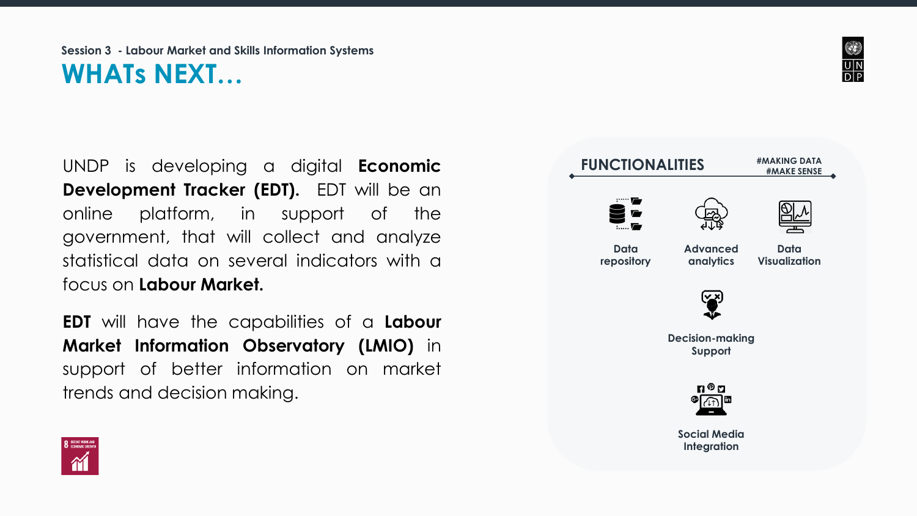Session 3 - Labour Market and Skills Information Systems

# WHATs NEXT…

UNDP is developing a digital **Economic Development Tracker (EDT).** EDT will be an online platform, in support of the government, that will collect and analyze statistical data on several indicators with a focus on **Labour Market.**

**EDT** will have the capabilities of a **Labour Market Information Observatory (LMIO)** in support of better information on market trends and decision making.

## FUNCTIONALITIES

#MAKING DATA #MAKE SENSE

- Data repository
- Advanced analytics
- Data Visualization
- Decision-making Support
- Social Media Integration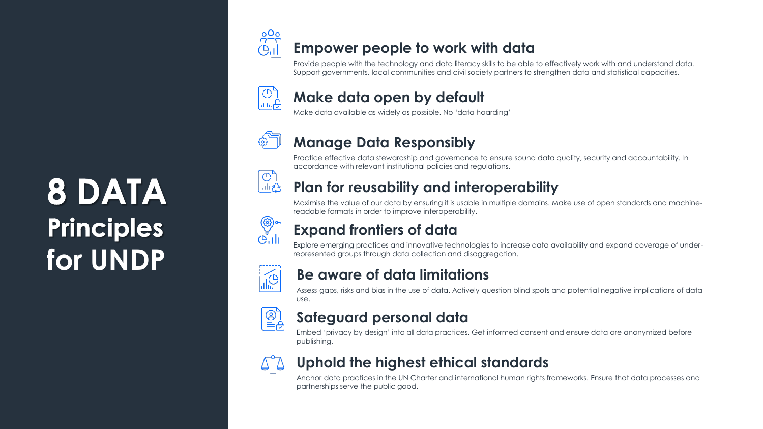# 8 DATA Principles for UNDP

## Empower people to work with data

Provide people with the technology and data literacy skills to be able to effectively work with and understand data. Support governments, local communities and civil society partners to strengthen data and statistical capacities.

## Make data open by default

Make data available as widely as possible. No 'data hoarding'

## Manage Data Responsibly

Practice effective data stewardship and governance to ensure sound data quality, security and accountability. In accordance with relevant institutional policies and regulations.

## Plan for reusability and interoperability

Maximise the value of our data by ensuring it is usable in multiple domains. Make use of open standards and machine-readable formats in order to improve interoperability.

## Expand frontiers of data

Explore emerging practices and innovative technologies to increase data availability and expand coverage of under-represented groups through data collection and disaggregation.

## Be aware of data limitations

Assess gaps, risks and bias in the use of data. Actively question blind spots and potential negative implications of data use.

## Safeguard personal data

Embed 'privacy by design' into all data practices. Get informed consent and ensure data are anonymized before publishing.

## Uphold the highest ethical standards

Anchor data practices in the UN Charter and international human rights frameworks. Ensure that data processes and partnerships serve the public good.